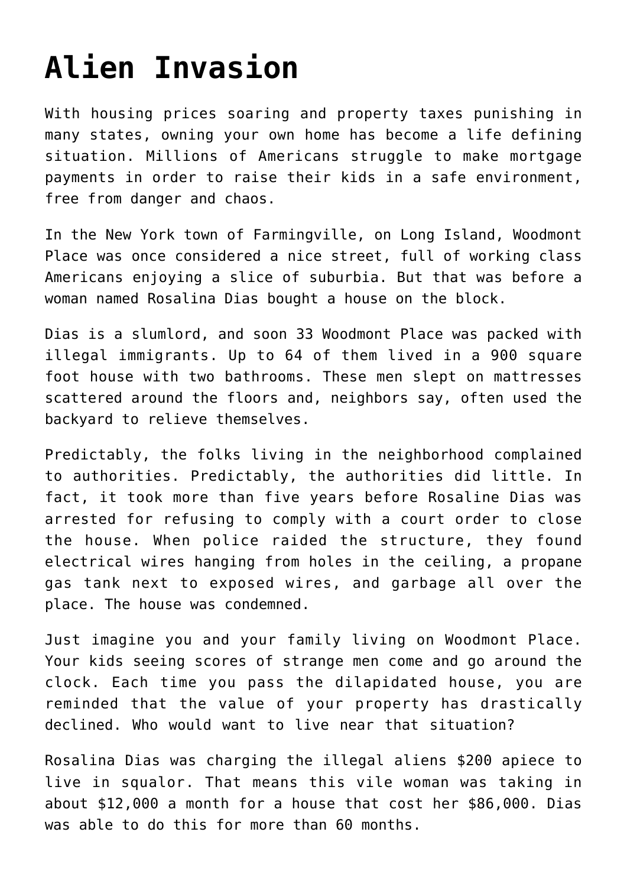# Alien Invasion

With housing prices soaring and property taxes punishing in many states, owning your own home has become a life defining situation. Millions of Americans struggle to make mortgage payments in order to raise their kids in a safe environment, free from danger and chaos.

In the New York town of Farmingville, on Long Island, Woodmont Place was once considered a nice street, full of working class Americans enjoying a slice of suburbia. But that was before a woman named Rosalina Dias bought a house on the block.

Dias is a slumlord, and soon 33 Woodmont Place was packed with illegal immigrants. Up to 64 of them lived in a 900 square foot house with two bathrooms. These men slept on mattresses scattered around the floors and, neighbors say, often used the backyard to relieve themselves.

Predictably, the folks living in the neighborhood complained to authorities. Predictably, the authorities did little. In fact, it took more than five years before Rosaline Dias was arrested for refusing to comply with a court order to close the house. When police raided the structure, they found electrical wires hanging from holes in the ceiling, a propane gas tank next to exposed wires, and garbage all over the place. The house was condemned.

Just imagine you and your family living on Woodmont Place. Your kids seeing scores of strange men come and go around the clock. Each time you pass the dilapidated house, you are reminded that the value of your property has drastically declined. Who would want to live near that situation?

Rosalina Dias was charging the illegal aliens $200 apiece to live in squalor. That means this vile woman was taking in about $12,000 a month for a house that cost her $86,000. Dias was able to do this for more than 60 months.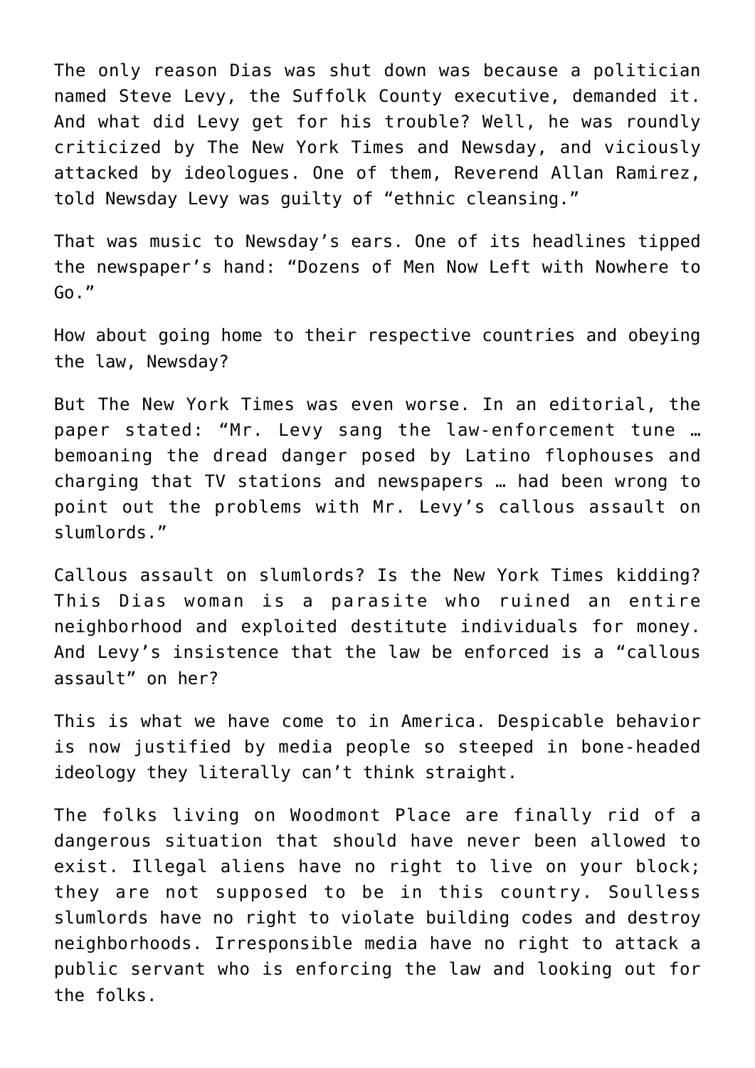The only reason Dias was shut down was because a politician named Steve Levy, the Suffolk County executive, demanded it. And what did Levy get for his trouble? Well, he was roundly criticized by The New York Times and Newsday, and viciously attacked by ideologues. One of them, Reverend Allan Ramirez, told Newsday Levy was guilty of "ethnic cleansing."

That was music to Newsday's ears. One of its headlines tipped the newspaper's hand: "Dozens of Men Now Left with Nowhere to Go."

How about going home to their respective countries and obeying the law, Newsday?

But The New York Times was even worse. In an editorial, the paper stated: "Mr. Levy sang the law-enforcement tune … bemoaning the dread danger posed by Latino flophouses and charging that TV stations and newspapers … had been wrong to point out the problems with Mr. Levy's callous assault on slumlords."

Callous assault on slumlords? Is the New York Times kidding? This Dias woman is a parasite who ruined an entire neighborhood and exploited destitute individuals for money. And Levy's insistence that the law be enforced is a "callous assault" on her?

This is what we have come to in America. Despicable behavior is now justified by media people so steeped in bone-headed ideology they literally can't think straight.

The folks living on Woodmont Place are finally rid of a dangerous situation that should have never been allowed to exist. Illegal aliens have no right to live on your block; they are not supposed to be in this country. Soulless slumlords have no right to violate building codes and destroy neighborhoods. Irresponsible media have no right to attack a public servant who is enforcing the law and looking out for the folks.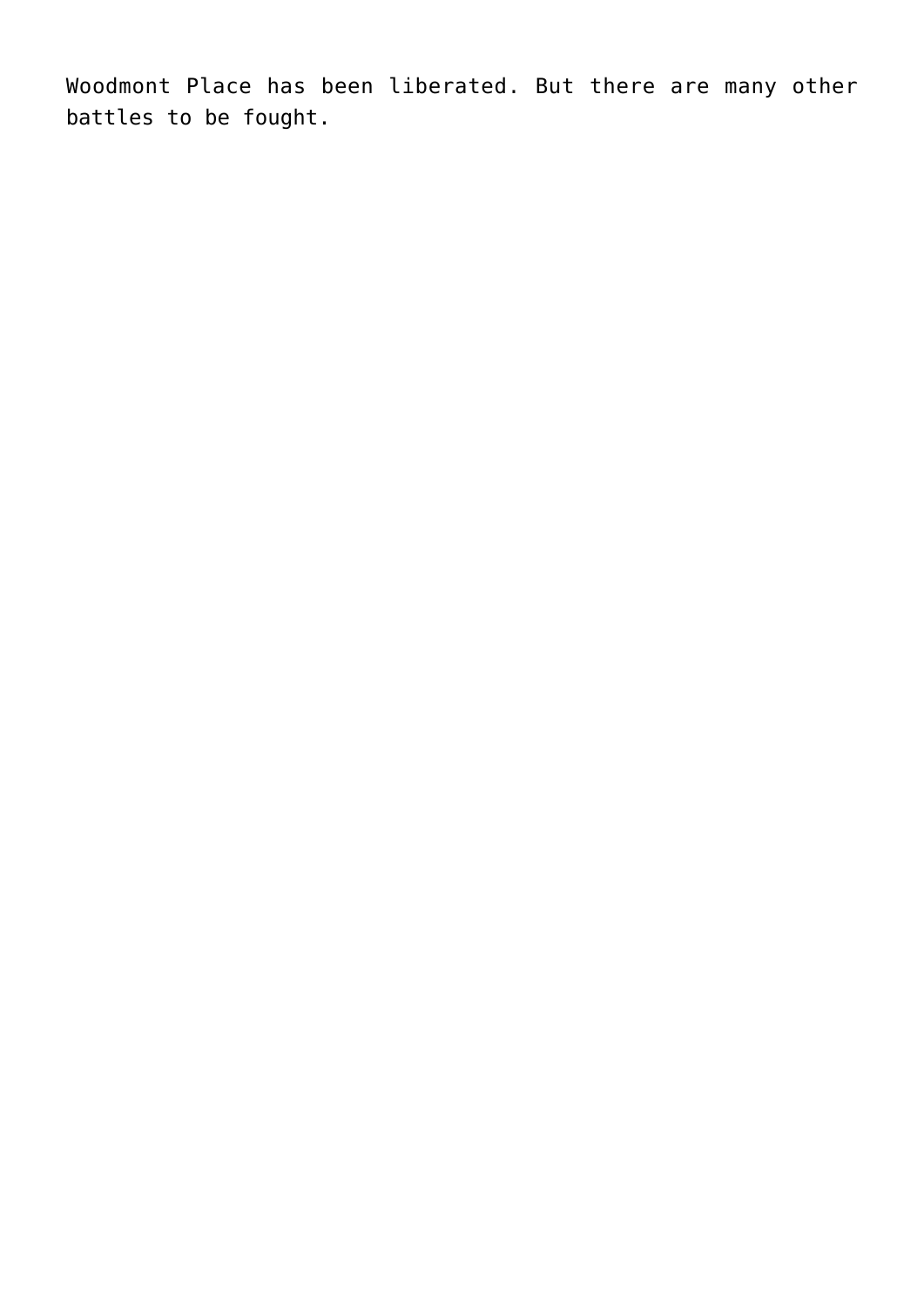Woodmont Place has been liberated. But there are many other battles to be fought.